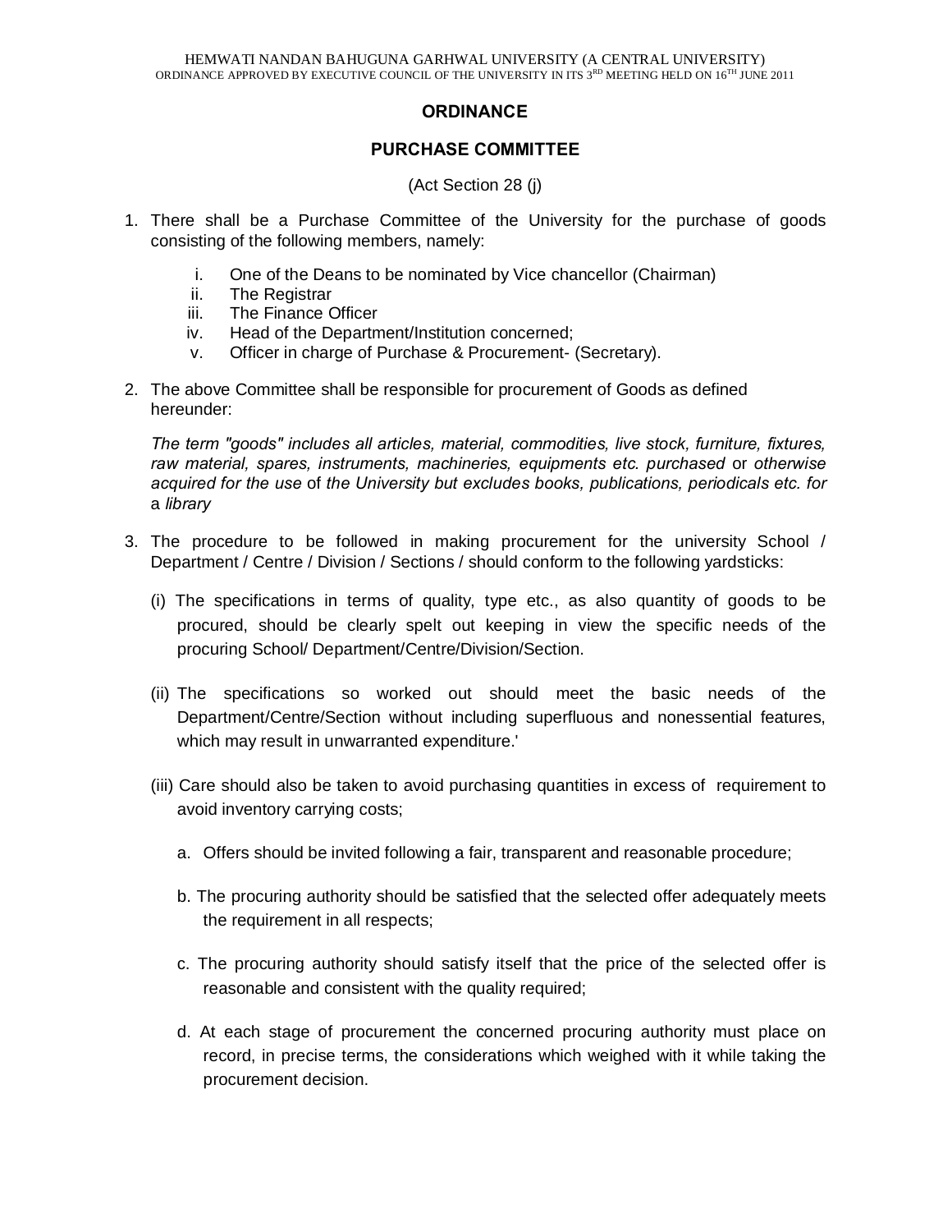HEMWATI NANDAN BAHUGUNA GARHWAL UNIVERSITY (A CENTRAL UNIVERSITY)
ORDINANCE APPROVED BY EXECUTIVE COUNCIL OF THE UNIVERSITY IN ITS 3RD MEETING HELD ON 16TH JUNE 2011

# ORDINANCE

## PURCHASE COMMITTEE

(Act Section 28 (j)

1. There shall be a Purchase Committee of the University for the purchase of goods consisting of the following members, namely:

    i. One of the Deans to be nominated by Vice chancellor (Chairman)
    ii. The Registrar
    iii. The Finance Officer
    iv. Head of the Department/Institution concerned;
    v. Officer in charge of Purchase & Procurement- (Secretary).

2. The above Committee shall be responsible for procurement of Goods as defined hereunder:

    *The term "goods" includes all articles, material, commodities, live stock, furniture, fixtures, raw material, spares, instruments, machineries, equipments etc. purchased* or *otherwise acquired for the use* of *the University but excludes books, publications, periodicals etc. for* a *library*

3. The procedure to be followed in making procurement for the university School / Department / Centre / Division / Sections / should conform to the following yardsticks:

    (i) The specifications in terms of quality, type etc., as also quantity of goods to be procured, should be clearly spelt out keeping in view the specific needs of the procuring School/ Department/Centre/Division/Section.

    (ii) The specifications so worked out should meet the basic needs of the Department/Centre/Section without including superfluous and nonessential features, which may result in unwarranted expenditure.'

    (iii) Care should also be taken to avoid purchasing quantities in excess of requirement to avoid inventory carrying costs;

    a. Offers should be invited following a fair, transparent and reasonable procedure;

    b. The procuring authority should be satisfied that the selected offer adequately meets the requirement in all respects;

    c. The procuring authority should satisfy itself that the price of the selected offer is reasonable and consistent with the quality required;

    d. At each stage of procurement the concerned procuring authority must place on record, in precise terms, the considerations which weighed with it while taking the procurement decision.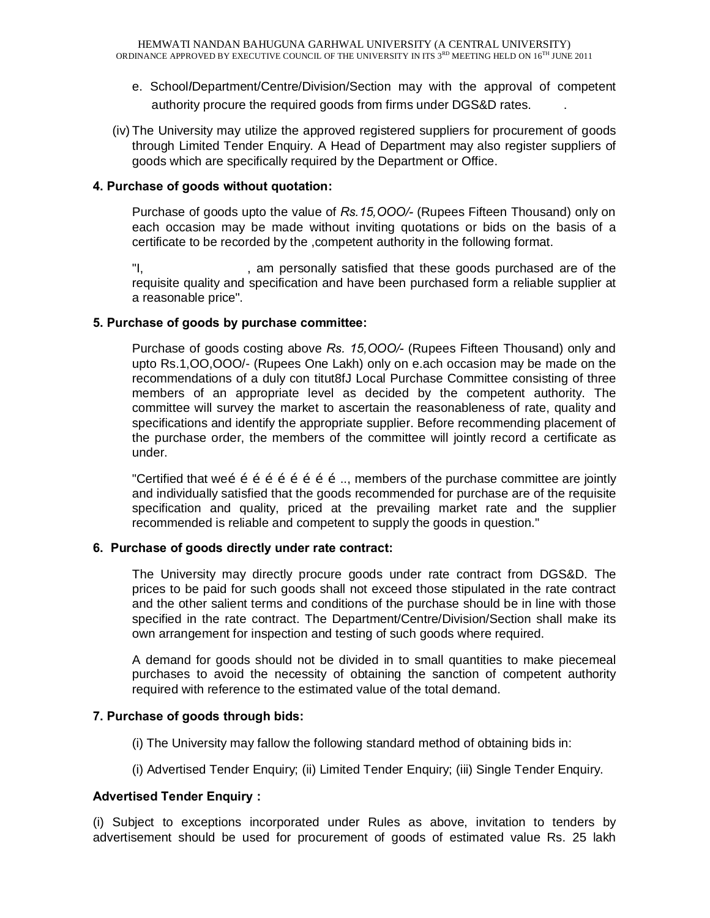e. School/Department/Centre/Division/Section may with the approval of competent authority procure the required goods from firms under DGS&D rates. .

(iv) The University may utilize the approved registered suppliers for procurement of goods through Limited Tender Enquiry. A Head of Department may also register suppliers of goods which are specifically required by the Department or Office.

**4. Purchase of goods without quotation:**

Purchase of goods upto the value of *Rs.15,OOO/-* (Rupees Fifteen Thousand) only on each occasion may be made without inviting quotations or bids on the basis of a certificate to be recorded by the ,competent authority in the following format.

"I, , am personally satisfied that these goods purchased are of the requisite quality and specification and have been purchased form a reliable supplier at a reasonable price".

**5. Purchase of goods by purchase committee:**

Purchase of goods costing above *Rs. 15,OOO/-* (Rupees Fifteen Thousand) only and upto Rs.1,OO,OOO/- (Rupees One Lakh) only on e.ach occasion may be made on the recommendations of a duly con titut8fJ Local Purchase Committee consisting of three members of an appropriate level as decided by the competent authority. The committee will survey the market to ascertain the reasonableness of rate, quality and specifications and identify the appropriate supplier. Before recommending placement of the purchase order, the members of the committee will jointly record a certificate as under.

"Certified that weé é é é é é é é é .., members of the purchase committee are jointly and individually satisfied that the goods recommended for purchase are of the requisite specification and quality, priced at the prevailing market rate and the supplier recommended is reliable and competent to supply the goods in question."

**6. Purchase of goods directly under rate contract:**

The University may directly procure goods under rate contract from DGS&D. The prices to be paid for such goods shall not exceed those stipulated in the rate contract and the other salient terms and conditions of the purchase should be in line with those specified in the rate contract. The Department/Centre/Division/Section shall make its own arrangement for inspection and testing of such goods where required.

A demand for goods should not be divided in to small quantities to make piecemeal purchases to avoid the necessity of obtaining the sanction of competent authority required with reference to the estimated value of the total demand.

**7. Purchase of goods through bids:**

(i) The University may fallow the following standard method of obtaining bids in:

(i) Advertised Tender Enquiry; (ii) Limited Tender Enquiry; (iii) Single Tender Enquiry.

**Advertised Tender Enquiry :**

(i) Subject to exceptions incorporated under Rules as above, invitation to tenders by advertisement should be used for procurement of goods of estimated value Rs. 25 lakh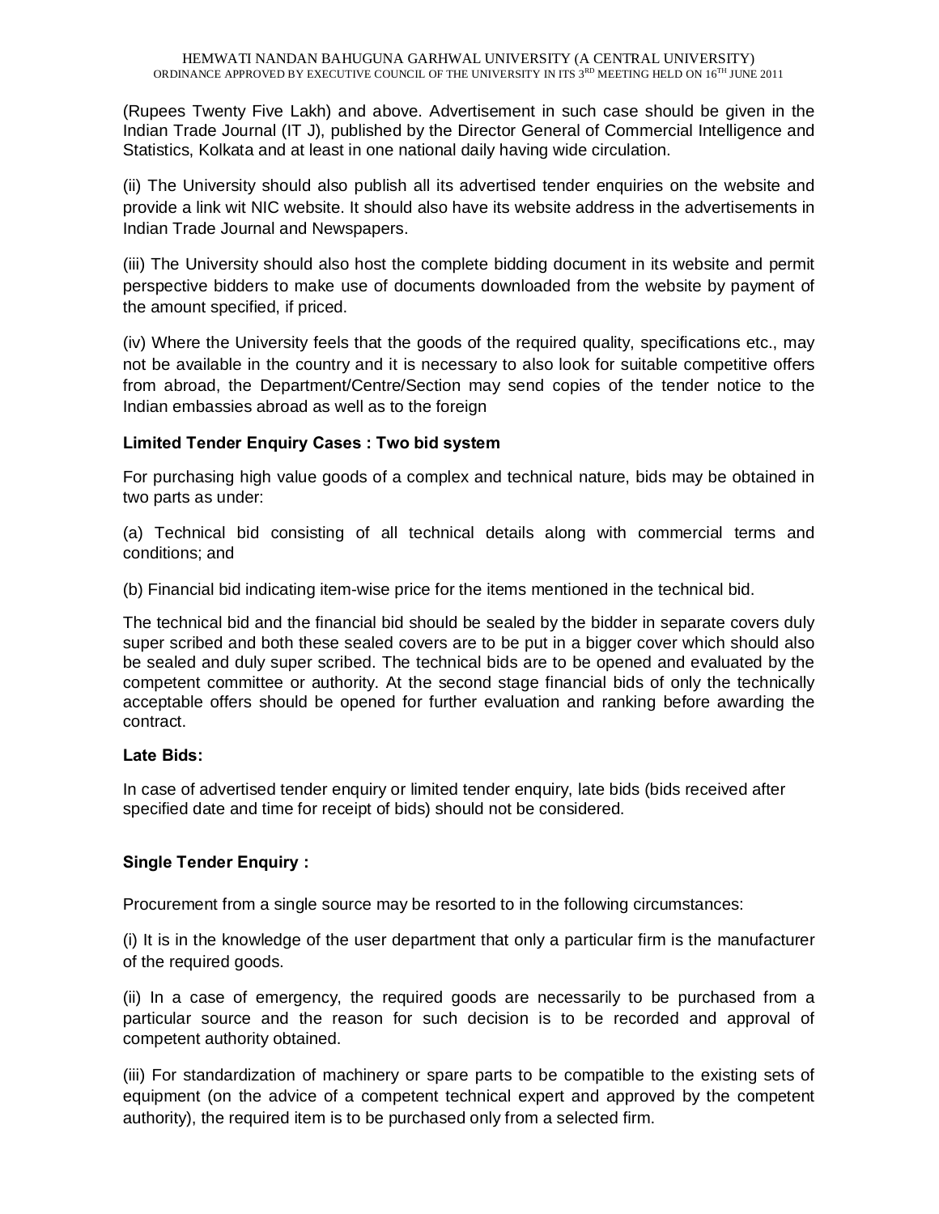(Rupees Twenty Five Lakh) and above. Advertisement in such case should be given in the Indian Trade Journal (IT J), published by the Director General of Commercial Intelligence and Statistics, Kolkata and at least in one national daily having wide circulation.

(ii) The University should also publish all its advertised tender enquiries on the website and provide a link wit NIC website. It should also have its website address in the advertisements in Indian Trade Journal and Newspapers.

(iii) The University should also host the complete bidding document in its website and permit perspective bidders to make use of documents downloaded from the website by payment of the amount specified, if priced.

(iv) Where the University feels that the goods of the required quality, specifications etc., may not be available in the country and it is necessary to also look for suitable competitive offers from abroad, the Department/Centre/Section may send copies of the tender notice to the Indian embassies abroad as well as to the foreign

**Limited Tender Enquiry Cases : Two bid system**

For purchasing high value goods of a complex and technical nature, bids may be obtained in two parts as under:

(a) Technical bid consisting of all technical details along with commercial terms and conditions; and

(b) Financial bid indicating item-wise price for the items mentioned in the technical bid.

The technical bid and the financial bid should be sealed by the bidder in separate covers duly super scribed and both these sealed covers are to be put in a bigger cover which should also be sealed and duly super scribed. The technical bids are to be opened and evaluated by the competent committee or authority. At the second stage financial bids of only the technically acceptable offers should be opened for further evaluation and ranking before awarding the contract.

**Late Bids:**

In case of advertised tender enquiry or limited tender enquiry, late bids (bids received after specified date and time for receipt of bids) should not be considered.

**Single Tender Enquiry :**

Procurement from a single source may be resorted to in the following circumstances:

(i) It is in the knowledge of the user department that only a particular firm is the manufacturer of the required goods.

(ii) In a case of emergency, the required goods are necessarily to be purchased from a particular source and the reason for such decision is to be recorded and approval of competent authority obtained.

(iii) For standardization of machinery or spare parts to be compatible to the existing sets of equipment (on the advice of a competent technical expert and approved by the competent authority), the required item is to be purchased only from a selected firm.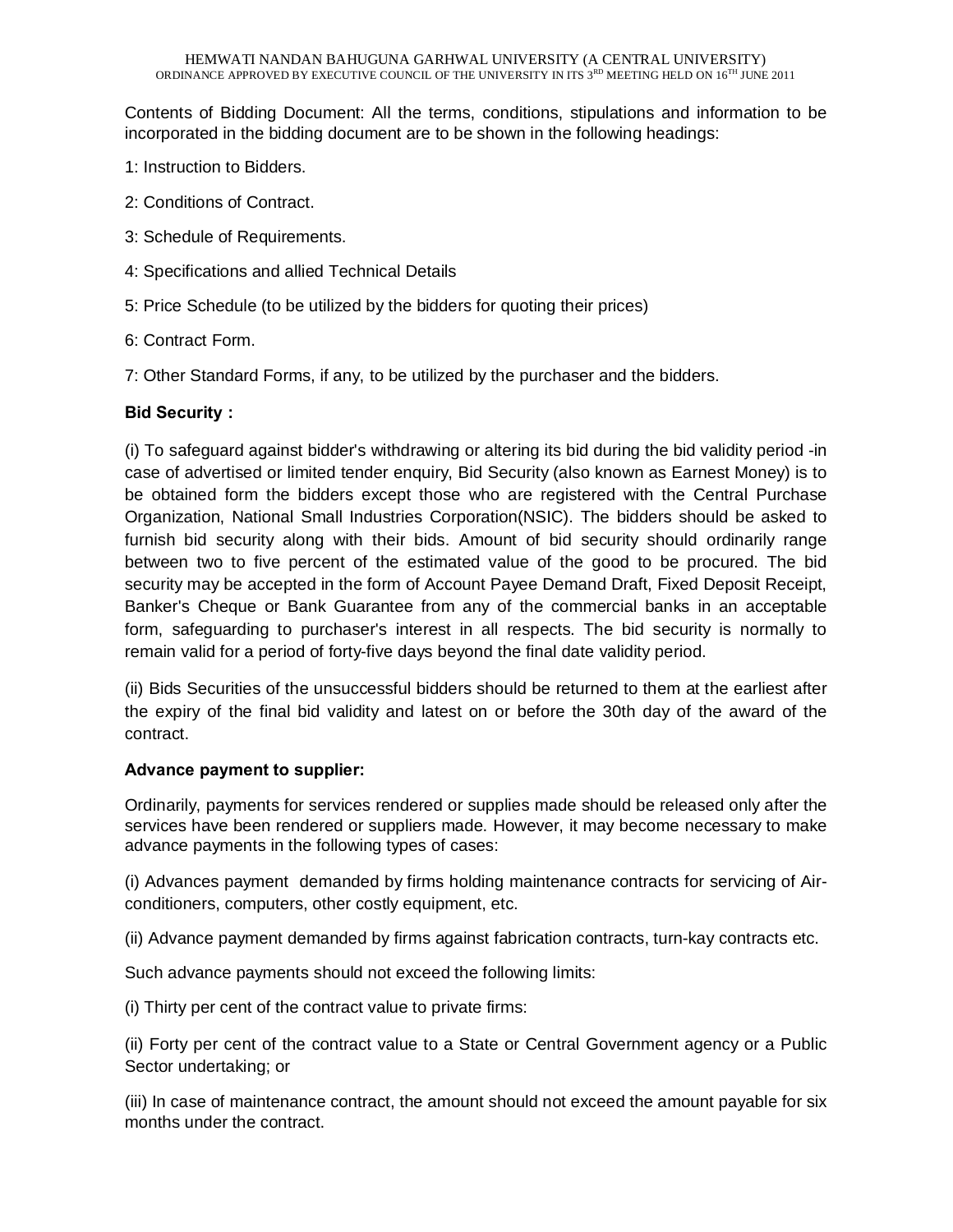Contents of Bidding Document: All the terms, conditions, stipulations and information to be incorporated in the bidding document are to be shown in the following headings:

1: Instruction to Bidders.

2: Conditions of Contract.

3: Schedule of Requirements.

4: Specifications and allied Technical Details

5: Price Schedule (to be utilized by the bidders for quoting their prices)

6: Contract Form.

7: Other Standard Forms, if any, to be utilized by the purchaser and the bidders.

**Bid Security :**

(i) To safeguard against bidder's withdrawing or altering its bid during the bid validity period -in case of advertised or limited tender enquiry, Bid Security (also known as Earnest Money) is to be obtained form the bidders except those who are registered with the Central Purchase Organization, National Small Industries Corporation(NSIC). The bidders should be asked to furnish bid security along with their bids. Amount of bid security should ordinarily range between two to five percent of the estimated value of the good to be procured. The bid security may be accepted in the form of Account Payee Demand Draft, Fixed Deposit Receipt, Banker's Cheque or Bank Guarantee from any of the commercial banks in an acceptable form, safeguarding to purchaser's interest in all respects. The bid security is normally to remain valid for a period of forty-five days beyond the final date validity period.

(ii) Bids Securities of the unsuccessful bidders should be returned to them at the earliest after the expiry of the final bid validity and latest on or before the 30th day of the award of the contract.

**Advance payment to supplier:**

Ordinarily, payments for services rendered or supplies made should be released only after the services have been rendered or suppliers made. However, it may become necessary to make advance payments in the following types of cases:

(i) Advances payment demanded by firms holding maintenance contracts for servicing of Air-conditioners, computers, other costly equipment, etc.

(ii) Advance payment demanded by firms against fabrication contracts, turn-kay contracts etc.

Such advance payments should not exceed the following limits:

(i) Thirty per cent of the contract value to private firms:

(ii) Forty per cent of the contract value to a State or Central Government agency or a Public Sector undertaking; or

(iii) In case of maintenance contract, the amount should not exceed the amount payable for six months under the contract.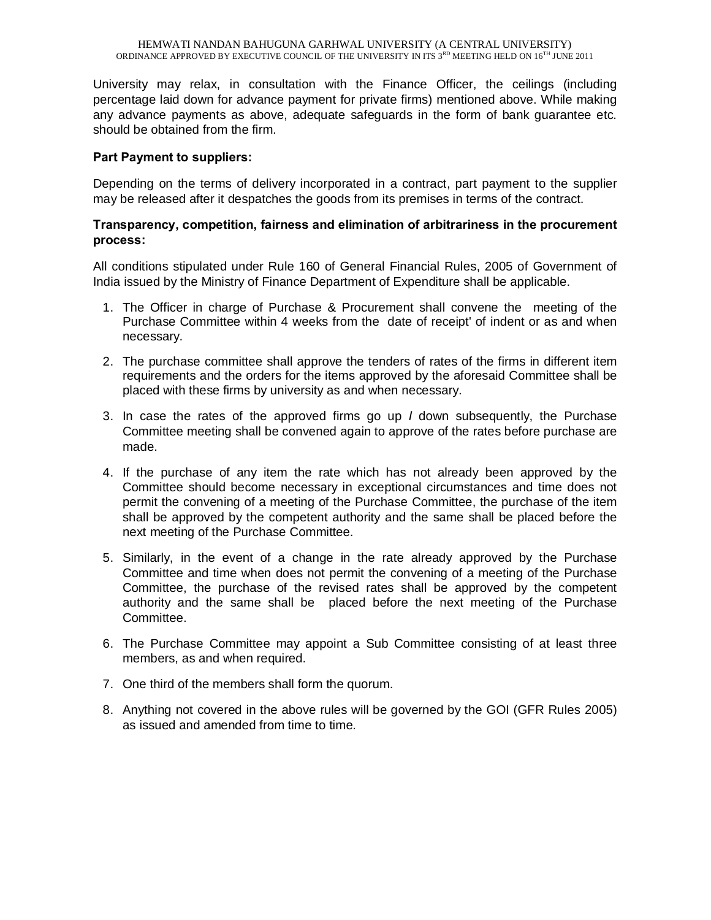University may relax, in consultation with the Finance Officer, the ceilings (including percentage laid down for advance payment for private firms) mentioned above. While making any advance payments as above, adequate safeguards in the form of bank guarantee etc. should be obtained from the firm.

**Part Payment to suppliers:**

Depending on the terms of delivery incorporated in a contract, part payment to the supplier may be released after it despatches the goods from its premises in terms of the contract.

**Transparency, competition, fairness and elimination of arbitrariness in the procurement process:**

All conditions stipulated under Rule 160 of General Financial Rules, 2005 of Government of India issued by the Ministry of Finance Department of Expenditure shall be applicable.

1. The Officer in charge of Purchase & Procurement shall convene the meeting of the Purchase Committee within 4 weeks from the date of receipt' of indent or as and when necessary.

2. The purchase committee shall approve the tenders of rates of the firms in different item requirements and the orders for the items approved by the aforesaid Committee shall be placed with these firms by university as and when necessary.

3. In case the rates of the approved firms go up / down subsequently, the Purchase Committee meeting shall be convened again to approve of the rates before purchase are made.

4. If the purchase of any item the rate which has not already been approved by the Committee should become necessary in exceptional circumstances and time does not permit the convening of a meeting of the Purchase Committee, the purchase of the item shall be approved by the competent authority and the same shall be placed before the next meeting of the Purchase Committee.

5. Similarly, in the event of a change in the rate already approved by the Purchase Committee and time when does not permit the convening of a meeting of the Purchase Committee, the purchase of the revised rates shall be approved by the competent authority and the same shall be placed before the next meeting of the Purchase Committee.

6. The Purchase Committee may appoint a Sub Committee consisting of at least three members, as and when required.

7. One third of the members shall form the quorum.

8. Anything not covered in the above rules will be governed by the GOI (GFR Rules 2005) as issued and amended from time to time.